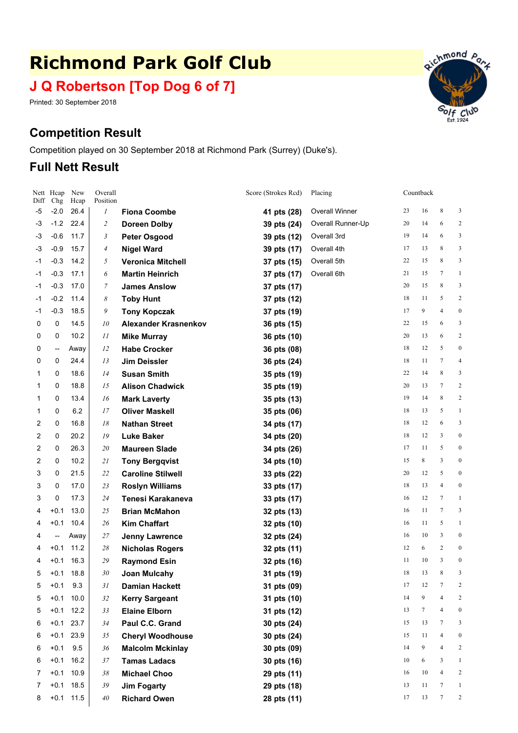# Richmond Park Golf Club

## J Q Robertson [Top Dog 6 of 7]

Printed: 30 September 2018

## Competition Result

Competition played on 30 September 2018 at Richmond Park (Surrey) (Duke's).

## Full Nett Result

| Nett Diff | Hcap Chg | New Hcap | Overall Position | | Score (Strokes Rcd) | Placing | Countback | | | |
|---|---|---|---|---|---|---|---|---|---|---|
| -5 | -2.0 | 26.4 | 1 | **Fiona Coombe** | **41 pts (28)** | Overall Winner | 23 | 16 | 8 | 3 |
| -3 | -1.2 | 22.4 | 2 | **Doreen Dolby** | **39 pts (24)** | Overall Runner-Up | 20 | 14 | 6 | 2 |
| -3 | -0.6 | 11.7 | 3 | **Peter Osgood** | **39 pts (12)** | Overall 3rd | 19 | 14 | 6 | 3 |
| -3 | -0.9 | 15.7 | 4 | **Nigel Ward** | **39 pts (17)** | Overall 4th | 17 | 13 | 8 | 3 |
| -1 | -0.3 | 14.2 | 5 | **Veronica Mitchell** | **37 pts (15)** | Overall 5th | 22 | 15 | 8 | 3 |
| -1 | -0.3 | 17.1 | 6 | **Martin Heinrich** | **37 pts (17)** | Overall 6th | 21 | 15 | 7 | 1 |
| -1 | -0.3 | 17.0 | 7 | **James Anslow** | **37 pts (17)** | | 20 | 15 | 8 | 3 |
| -1 | -0.2 | 11.4 | 8 | **Toby Hunt** | **37 pts (12)** | | 18 | 11 | 5 | 2 |
| -1 | -0.3 | 18.5 | 9 | **Tony Kopczak** | **37 pts (19)** | | 17 | 9 | 4 | 0 |
| 0 | 0 | 14.5 | 10 | **Alexander Krasnenkov** | **36 pts (15)** | | 22 | 15 | 6 | 3 |
| 0 | 0 | 10.2 | 11 | **Mike Murray** | **36 pts (10)** | | 20 | 13 | 6 | 2 |
| 0 | -- | Away | 12 | **Habe Crocker** | **36 pts (08)** | | 18 | 12 | 5 | 0 |
| 0 | 0 | 24.4 | 13 | **Jim Deissler** | **36 pts (24)** | | 18 | 11 | 7 | 4 |
| 1 | 0 | 18.6 | 14 | **Susan Smith** | **35 pts (19)** | | 22 | 14 | 8 | 3 |
| 1 | 0 | 18.8 | 15 | **Alison Chadwick** | **35 pts (19)** | | 20 | 13 | 7 | 2 |
| 1 | 0 | 13.4 | 16 | **Mark Lavery** | **35 pts (13)** | | 19 | 14 | 8 | 2 |
| 1 | 0 | 6.2 | 17 | **Oliver Maskell** | **35 pts (06)** | | 18 | 13 | 5 | 1 |
| 2 | 0 | 16.8 | 18 | **Nathan Street** | **34 pts (17)** | | 18 | 12 | 6 | 3 |
| 2 | 0 | 20.2 | 19 | **Luke Baker** | **34 pts (20)** | | 18 | 12 | 3 | 0 |
| 2 | 0 | 26.3 | 20 | **Maureen Slade** | **34 pts (26)** | | 17 | 11 | 5 | 0 |
| 2 | 0 | 10.2 | 21 | **Tony Bergqvist** | **34 pts (10)** | | 15 | 8 | 3 | 0 |
| 3 | 0 | 21.5 | 22 | **Caroline Stilwell** | **33 pts (22)** | | 20 | 12 | 5 | 0 |
| 3 | 0 | 17.0 | 23 | **Roslyn Williams** | **33 pts (17)** | | 18 | 13 | 4 | 0 |
| 3 | 0 | 17.3 | 24 | **Tenesi Karakaneva** | **33 pts (17)** | | 16 | 12 | 7 | 1 |
| 4 | +0.1 | 13.0 | 25 | **Brian McMahon** | **32 pts (13)** | | 16 | 11 | 7 | 3 |
| 4 | +0.1 | 10.4 | 26 | **Kim Chaffart** | **32 pts (10)** | | 16 | 11 | 5 | 1 |
| 4 | -- | Away | 27 | **Jenny Lawrence** | **32 pts (24)** | | 16 | 10 | 3 | 0 |
| 4 | +0.1 | 11.2 | 28 | **Nicholas Rogers** | **32 pts (11)** | | 12 | 6 | 2 | 0 |
| 4 | +0.1 | 16.3 | 29 | **Raymond Esin** | **32 pts (16)** | | 11 | 10 | 3 | 0 |
| 5 | +0.1 | 18.8 | 30 | **Joan Mulcahy** | **31 pts (19)** | | 18 | 13 | 8 | 3 |
| 5 | +0.1 | 9.3 | 31 | **Damian Hackett** | **31 pts (09)** | | 17 | 12 | 7 | 2 |
| 5 | +0.1 | 10.0 | 32 | **Kerry Sargeant** | **31 pts (10)** | | 14 | 9 | 4 | 2 |
| 5 | +0.1 | 12.2 | 33 | **Elaine Elborn** | **31 pts (12)** | | 13 | 7 | 4 | 0 |
| 6 | +0.1 | 23.7 | 34 | **Paul C.C. Grand** | **30 pts (24)** | | 15 | 13 | 7 | 3 |
| 6 | +0.1 | 23.9 | 35 | **Cheryl Woodhouse** | **30 pts (24)** | | 15 | 11 | 4 | 0 |
| 6 | +0.1 | 9.5 | 36 | **Malcolm Mckinlay** | **30 pts (09)** | | 14 | 9 | 4 | 2 |
| 6 | +0.1 | 16.2 | 37 | **Tamas Ladacs** | **30 pts (16)** | | 10 | 6 | 3 | 1 |
| 7 | +0.1 | 10.9 | 38 | **Michael Choo** | **29 pts (11)** | | 16 | 10 | 4 | 2 |
| 7 | +0.1 | 18.5 | 39 | **Jim Fogarty** | **29 pts (18)** | | 13 | 11 | 7 | 1 |
| 8 | +0.1 | 11.5 | 40 | **Richard Owen** | **28 pts (11)** | | 17 | 13 | 7 | 2 |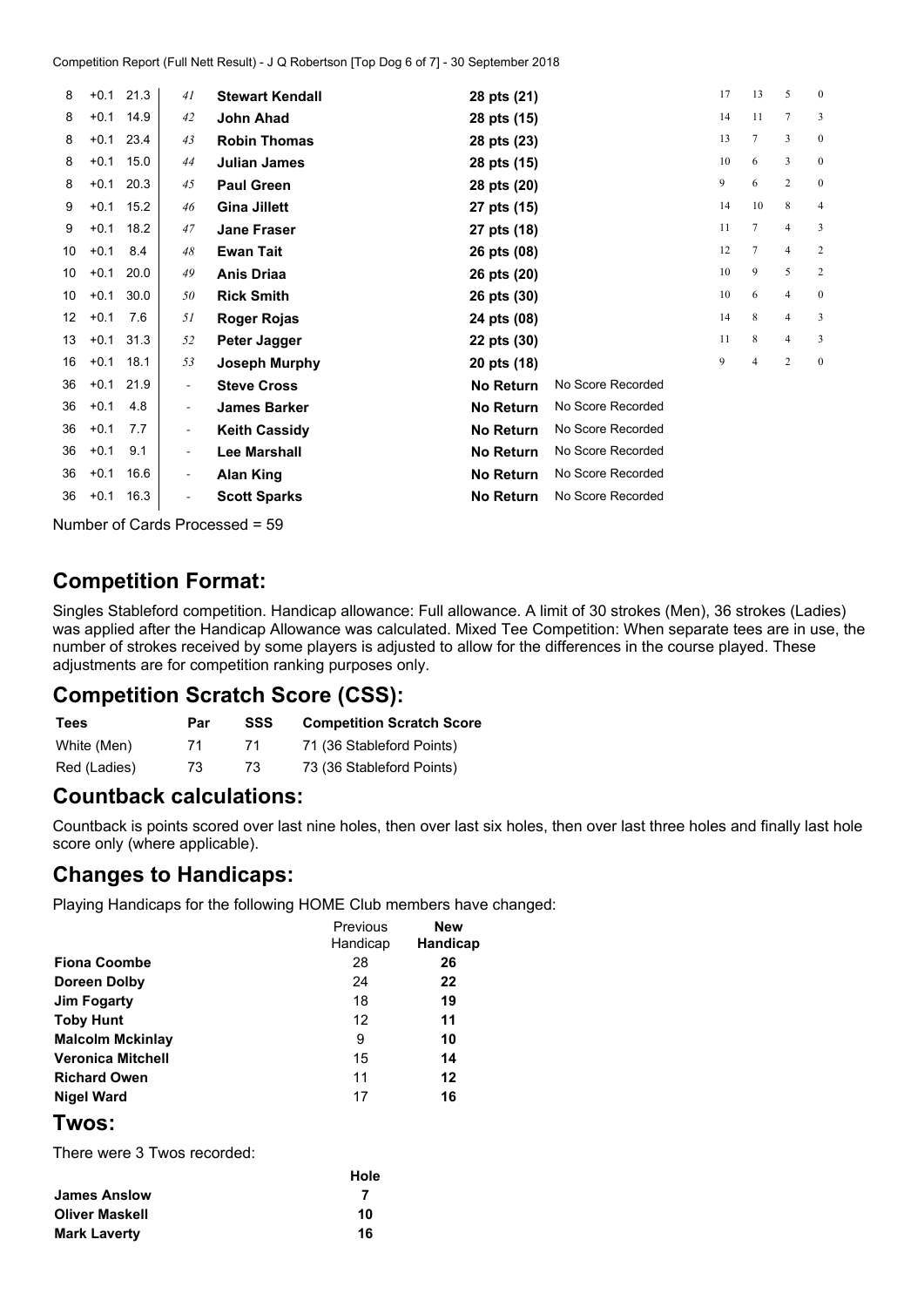| | | | | | | | | | | |
|---|---|---|---|---|---|---|---|---|---|---|
| 8 | +0.1 | 21.3 | *41* | **Stewart Kendall** | **28 pts (21)** | | 17 | 13 | 5 | 0 |
| 8 | +0.1 | 14.9 | *42* | **John Ahad** | **28 pts (15)** | | 14 | 11 | 7 | 3 |
| 8 | +0.1 | 23.4 | *43* | **Robin Thomas** | **28 pts (23)** | | 13 | 7 | 3 | 0 |
| 8 | +0.1 | 15.0 | *44* | **Julian James** | **28 pts (15)** | | 10 | 6 | 3 | 0 |
| 8 | +0.1 | 20.3 | *45* | **Paul Green** | **28 pts (20)** | | 9 | 6 | 2 | 0 |
| 9 | +0.1 | 15.2 | *46* | **Gina Jillett** | **27 pts (15)** | | 14 | 10 | 8 | 4 |
| 9 | +0.1 | 18.2 | *47* | **Jane Fraser** | **27 pts (18)** | | 11 | 7 | 4 | 3 |
| 10 | +0.1 | 8.4 | *48* | **Ewan Tait** | **26 pts (08)** | | 12 | 7 | 4 | 2 |
| 10 | +0.1 | 20.0 | *49* | **Anis Driaa** | **26 pts (20)** | | 10 | 9 | 5 | 2 |
| 10 | +0.1 | 30.0 | *50* | **Rick Smith** | **26 pts (30)** | | 10 | 6 | 4 | 0 |
| 12 | +0.1 | 7.6 | *51* | **Roger Rojas** | **24 pts (08)** | | 14 | 8 | 4 | 3 |
| 13 | +0.1 | 31.3 | *52* | **Peter Jagger** | **22 pts (30)** | | 11 | 8 | 4 | 3 |
| 16 | +0.1 | 18.1 | *53* | **Joseph Murphy** | **20 pts (18)** | | 9 | 4 | 2 | 0 |
| 36 | +0.1 | 21.9 | - | **Steve Cross** | **No Return** | No Score Recorded | | | | |
| 36 | +0.1 | 4.8 | - | **James Barker** | **No Return** | No Score Recorded | | | | |
| 36 | +0.1 | 7.7 | - | **Keith Cassidy** | **No Return** | No Score Recorded | | | | |
| 36 | +0.1 | 9.1 | - | **Lee Marshall** | **No Return** | No Score Recorded | | | | |
| 36 | +0.1 | 16.6 | - | **Alan King** | **No Return** | No Score Recorded | | | | |
| 36 | +0.1 | 16.3 | - | **Scott Sparks** | **No Return** | No Score Recorded | | | | |

Number of Cards Processed = 59

## Competition Format:

Singles Stableford competition. Handicap allowance: Full allowance. A limit of 30 strokes (Men), 36 strokes (Ladies) was applied after the Handicap Allowance was calculated. Mixed Tee Competition: When separate tees are in use, the number of strokes received by some players is adjusted to allow for the differences in the course played. These adjustments are for competition ranking purposes only.

## Competition Scratch Score (CSS):

| Tees | Par | SSS | Competition Scratch Score |
|---|---|---|---|
| White (Men) | 71 | 71 | 71 (36 Stableford Points) |
| Red (Ladies) | 73 | 73 | 73 (36 Stableford Points) |

## Countback calculations:

Countback is points scored over last nine holes, then over last six holes, then over last three holes and finally last hole score only (where applicable).

## Changes to Handicaps:

Playing Handicaps for the following HOME Club members have changed:

| | Previous Handicap | New Handicap |
|---|---|---|
| **Fiona Coombe** | 28 | **26** |
| **Doreen Dolby** | 24 | **22** |
| **Jim Fogarty** | 18 | **19** |
| **Toby Hunt** | 12 | **11** |
| **Malcolm Mckinlay** | 9 | **10** |
| **Veronica Mitchell** | 15 | **14** |
| **Richard Owen** | 11 | **12** |
| **Nigel Ward** | 17 | **16** |

## Twos:

There were 3 Twos recorded:

| | Hole |
|---|---|
| **James Anslow** | **7** |
| **Oliver Maskell** | **10** |
| **Mark Laverty** | **16** |